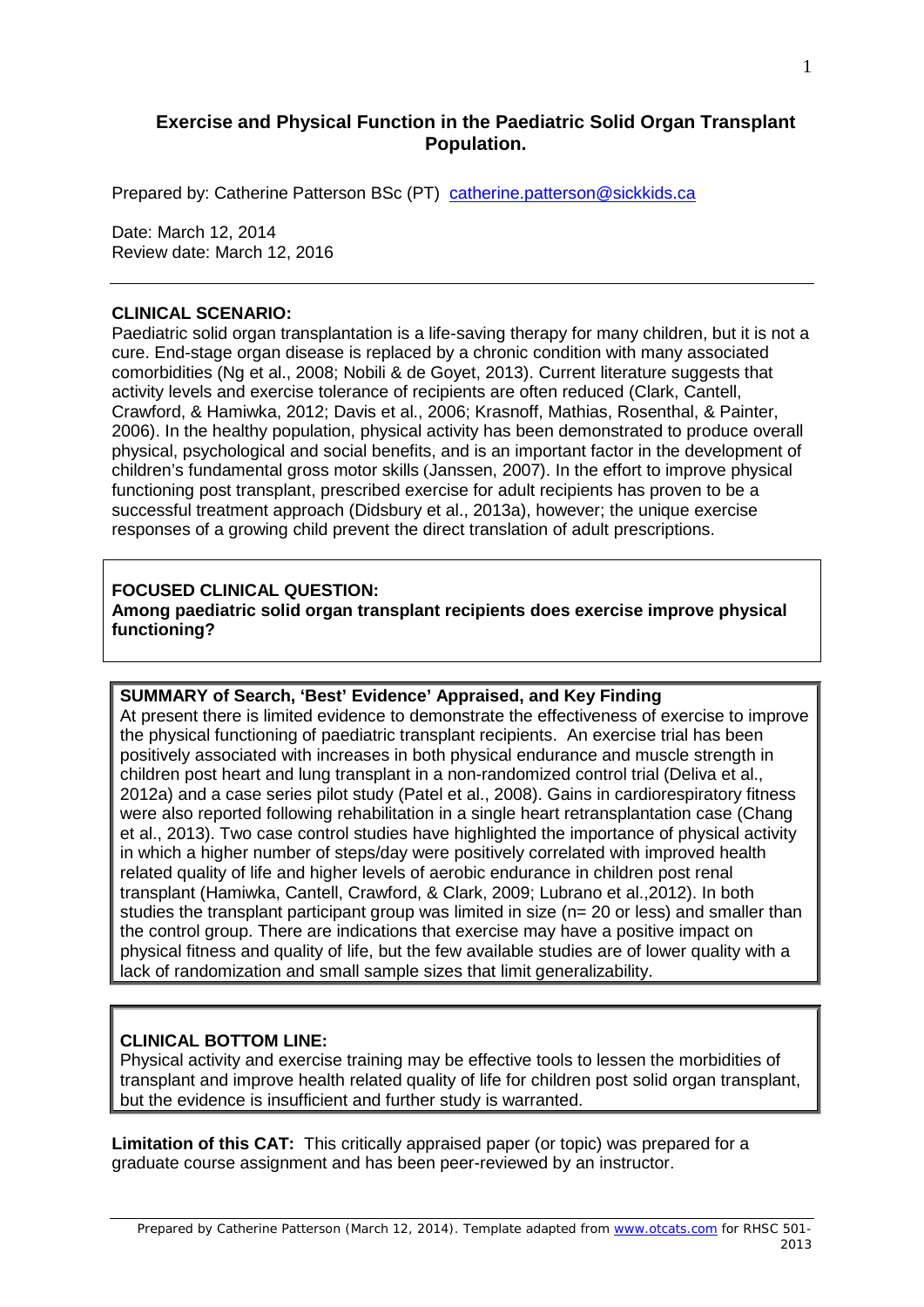# Exercise and Physical Function in the Paediatric Solid Organ Transplant Population.

Prepared by: Catherine Patterson BSc (PT) catherine.patterson@sickkids.ca

Date: March 12, 2014
Review date: March 12, 2016

---

**CLINICAL SCENARIO:**

Paediatric solid organ transplantation is a life-saving therapy for many children, but it is not a cure. End-stage organ disease is replaced by a chronic condition with many associated comorbidities (Ng et al., 2008; Nobili & de Goyet, 2013). Current literature suggests that activity levels and exercise tolerance of recipients are often reduced (Clark, Cantell, Crawford, & Hamiwka, 2012; Davis et al., 2006; Krasnoff, Mathias, Rosenthal, & Painter, 2006). In the healthy population, physical activity has been demonstrated to produce overall physical, psychological and social benefits, and is an important factor in the development of children's fundamental gross motor skills (Janssen, 2007). In the effort to improve physical functioning post transplant, prescribed exercise for adult recipients has proven to be a successful treatment approach (Didsbury et al., 2013a), however; the unique exercise responses of a growing child prevent the direct translation of adult prescriptions.

**FOCUSED CLINICAL QUESTION:**
**Among paediatric solid organ transplant recipients does exercise improve physical functioning?**

**SUMMARY of Search, 'Best' Evidence' Appraised, and Key Finding**

At present there is limited evidence to demonstrate the effectiveness of exercise to improve the physical functioning of paediatric transplant recipients. An exercise trial has been positively associated with increases in both physical endurance and muscle strength in children post heart and lung transplant in a non-randomized control trial (Deliva et al., 2012a) and a case series pilot study (Patel et al., 2008). Gains in cardiorespiratory fitness were also reported following rehabilitation in a single heart retransplantation case (Chang et al., 2013). Two case control studies have highlighted the importance of physical activity in which a higher number of steps/day were positively correlated with improved health related quality of life and higher levels of aerobic endurance in children post renal transplant (Hamiwka, Cantell, Crawford, & Clark, 2009; Lubrano et al.,2012). In both studies the transplant participant group was limited in size (n= 20 or less) and smaller than the control group. There are indications that exercise may have a positive impact on physical fitness and quality of life, but the few available studies are of lower quality with a lack of randomization and small sample sizes that limit generalizability.

**CLINICAL BOTTOM LINE:**

Physical activity and exercise training may be effective tools to lessen the morbidities of transplant and improve health related quality of life for children post solid organ transplant, but the evidence is insufficient and further study is warranted.

**Limitation of this CAT:** This critically appraised paper (or topic) was prepared for a graduate course assignment and has been peer-reviewed by an instructor.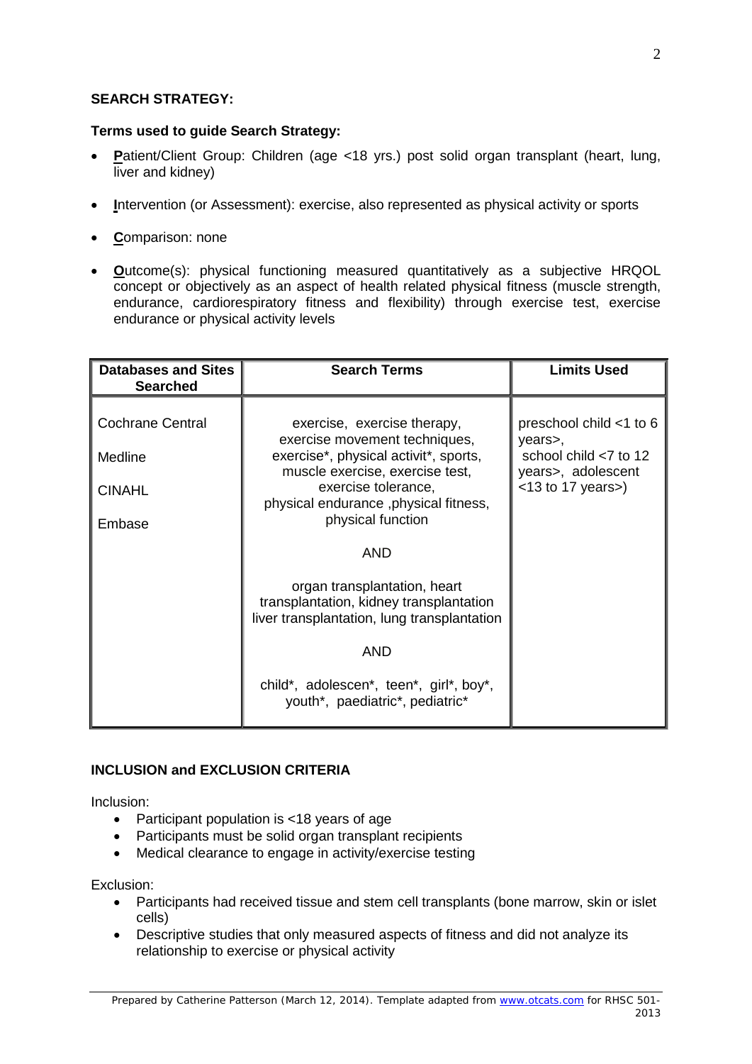**SEARCH STRATEGY:**

**Terms used to guide Search Strategy:**

- **P**atient/Client Group: Children (age <18 yrs.) post solid organ transplant (heart, lung, liver and kidney)
- **I**ntervention (or Assessment): exercise, also represented as physical activity or sports
- **C**omparison: none
- **O**utcome(s): physical functioning measured quantitatively as a subjective HRQOL concept or objectively as an aspect of health related physical fitness (muscle strength, endurance, cardiorespiratory fitness and flexibility) through exercise test, exercise endurance or physical activity levels

| Databases and Sites Searched | Search Terms | Limits Used |
|---|---|---|
| Cochrane Central<br><br>Medline<br><br>CINAHL<br><br>Embase | exercise, exercise therapy, exercise movement techniques, exercise*, physical activit*, sports, muscle exercise, exercise test, exercise tolerance, physical endurance ,physical fitness, physical function<br><br>AND<br><br>organ transplantation, heart transplantation, kidney transplantation liver transplantation, lung transplantation<br><br>AND<br><br>child*, adolescen*, teen*, girl*, boy*, youth*, paediatric*, pediatric* | preschool child <1 to 6 years>, school child <7 to 12 years>, adolescent <13 to 17 years>) |

**INCLUSION and EXCLUSION CRITERIA**

Inclusion:

- Participant population is <18 years of age
- Participants must be solid organ transplant recipients
- Medical clearance to engage in activity/exercise testing

Exclusion:

- Participants had received tissue and stem cell transplants (bone marrow, skin or islet cells)
- Descriptive studies that only measured aspects of fitness and did not analyze its relationship to exercise or physical activity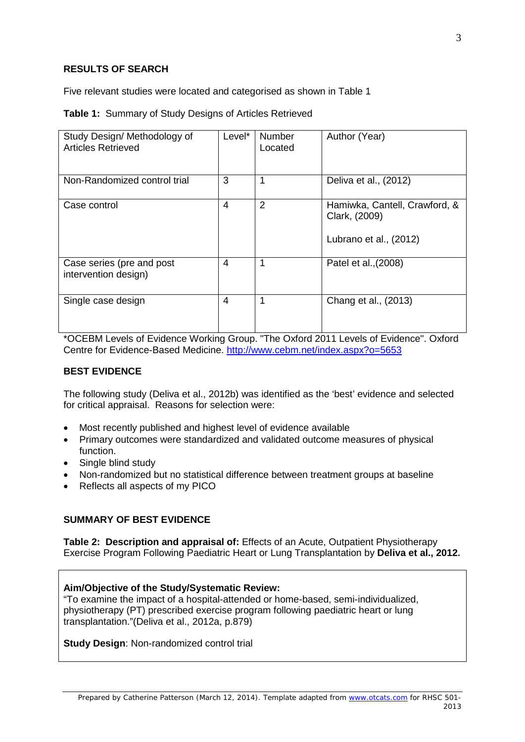**RESULTS OF SEARCH**

Five relevant studies were located and categorised as shown in Table 1

**Table 1:** Summary of Study Designs of Articles Retrieved

| Study Design/ Methodology of Articles Retrieved | Level* | Number Located | Author (Year) |
|---|---|---|---|
| Non-Randomized control trial | 3 | 1 | Deliva et al., (2012) |
| Case control | 4 | 2 | Hamiwka, Cantell, Crawford, & Clark, (2009)<br><br>Lubrano et al., (2012) |
| Case series (pre and post intervention design) | 4 | 1 | Patel et al.,(2008) |
| Single case design | 4 | 1 | Chang et al., (2013) |

*OCEBM Levels of Evidence Working Group. "The Oxford 2011 Levels of Evidence". Oxford Centre for Evidence-Based Medicine. http://www.cebm.net/index.aspx?o=5653

**BEST EVIDENCE**

The following study (Deliva et al., 2012b) was identified as the 'best' evidence and selected for critical appraisal. Reasons for selection were:

- Most recently published and highest level of evidence available
- Primary outcomes were standardized and validated outcome measures of physical function.
- Single blind study
- Non-randomized but no statistical difference between treatment groups at baseline
- Reflects all aspects of my PICO

**SUMMARY OF BEST EVIDENCE**

**Table 2: Description and appraisal of:** Effects of an Acute, Outpatient Physiotherapy Exercise Program Following Paediatric Heart or Lung Transplantation by **Deliva et al., 2012.**

**Aim/Objective of the Study/Systematic Review:**
"To examine the impact of a hospital-attended or home-based, semi-individualized, physiotherapy (PT) prescribed exercise program following paediatric heart or lung transplantation."(Deliva et al., 2012a, p.879)

**Study Design**: Non-randomized control trial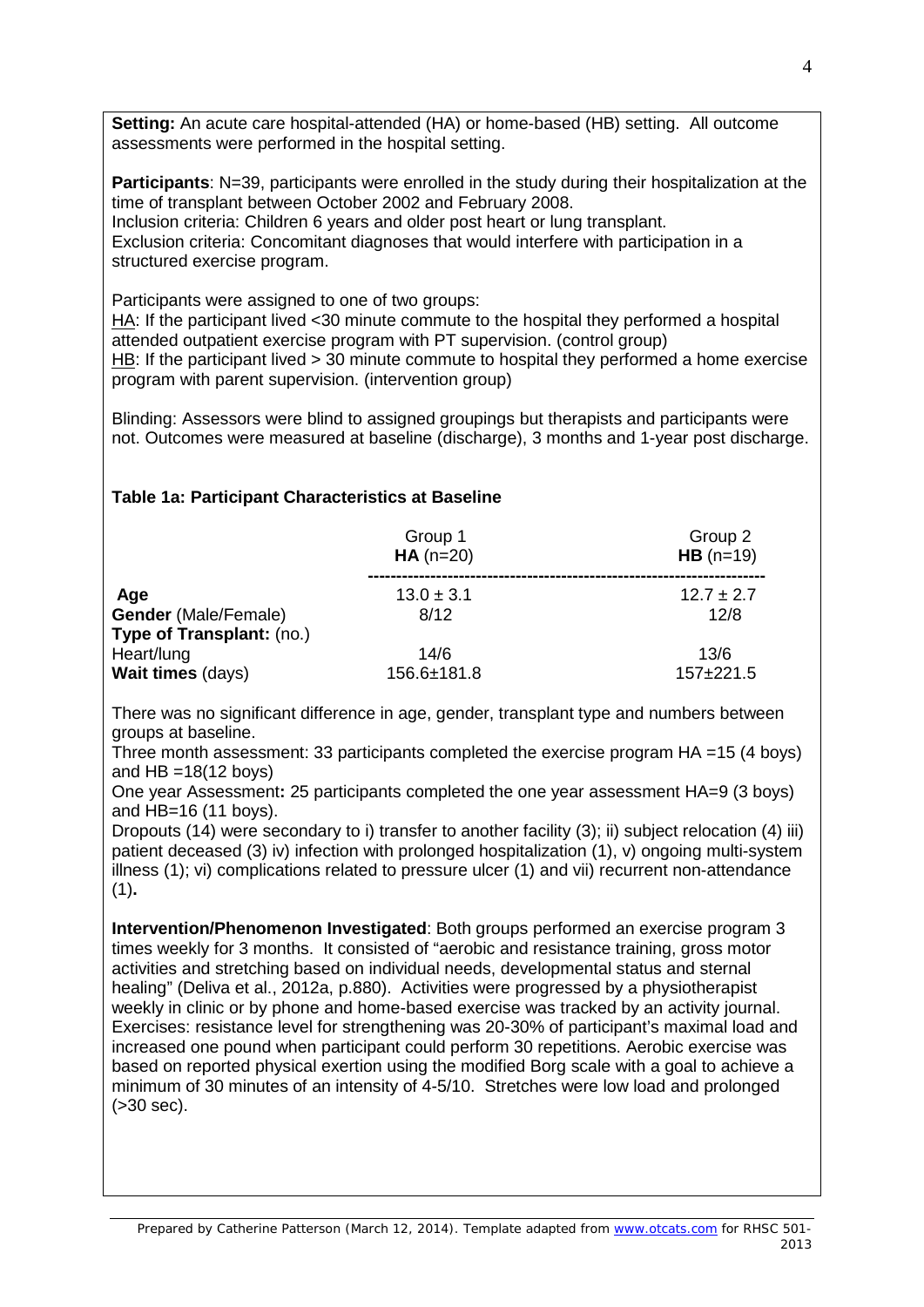**Setting:** An acute care hospital-attended (HA) or home-based (HB) setting. All outcome assessments were performed in the hospital setting.

**Participants**: N=39, participants were enrolled in the study during their hospitalization at the time of transplant between October 2002 and February 2008.
Inclusion criteria: Children 6 years and older post heart or lung transplant.
Exclusion criteria: Concomitant diagnoses that would interfere with participation in a structured exercise program.

Participants were assigned to one of two groups:
HA: If the participant lived <30 minute commute to the hospital they performed a hospital attended outpatient exercise program with PT supervision. (control group)
HB: If the participant lived > 30 minute commute to hospital they performed a home exercise program with parent supervision. (intervention group)

Blinding: Assessors were blind to assigned groupings but therapists and participants were not. Outcomes were measured at baseline (discharge), 3 months and 1-year post discharge.

**Table 1a: Participant Characteristics at Baseline**

| | Group 1 **HA** (n=20) | Group 2 **HB** (n=19) |
|---|---|---|
| **Age** | 13.0 ± 3.1 | 12.7 ± 2.7 |
| **Gender** (Male/Female) | 8/12 | 12/8 |
| **Type of Transplant:** (no.) | | |
| Heart/lung | 14/6 | 13/6 |
| **Wait times** (days) | 156.6±181.8 | 157±221.5 |

There was no significant difference in age, gender, transplant type and numbers between groups at baseline.
Three month assessment: 33 participants completed the exercise program HA =15 (4 boys) and HB =18(12 boys)
One year Assessment**:** 25 participants completed the one year assessment HA=9 (3 boys) and HB=16 (11 boys).
Dropouts (14) were secondary to i) transfer to another facility (3); ii) subject relocation (4) iii) patient deceased (3) iv) infection with prolonged hospitalization (1), v) ongoing multi-system illness (1); vi) complications related to pressure ulcer (1) and vii) recurrent non-attendance (1)**.**

**Intervention/Phenomenon Investigated**: Both groups performed an exercise program 3 times weekly for 3 months. It consisted of "aerobic and resistance training, gross motor activities and stretching based on individual needs, developmental status and sternal healing" (Deliva et al., 2012a, p.880). Activities were progressed by a physiotherapist weekly in clinic or by phone and home-based exercise was tracked by an activity journal. Exercises: resistance level for strengthening was 20-30% of participant's maximal load and increased one pound when participant could perform 30 repetitions. Aerobic exercise was based on reported physical exertion using the modified Borg scale with a goal to achieve a minimum of 30 minutes of an intensity of 4-5/10. Stretches were low load and prolonged (>30 sec).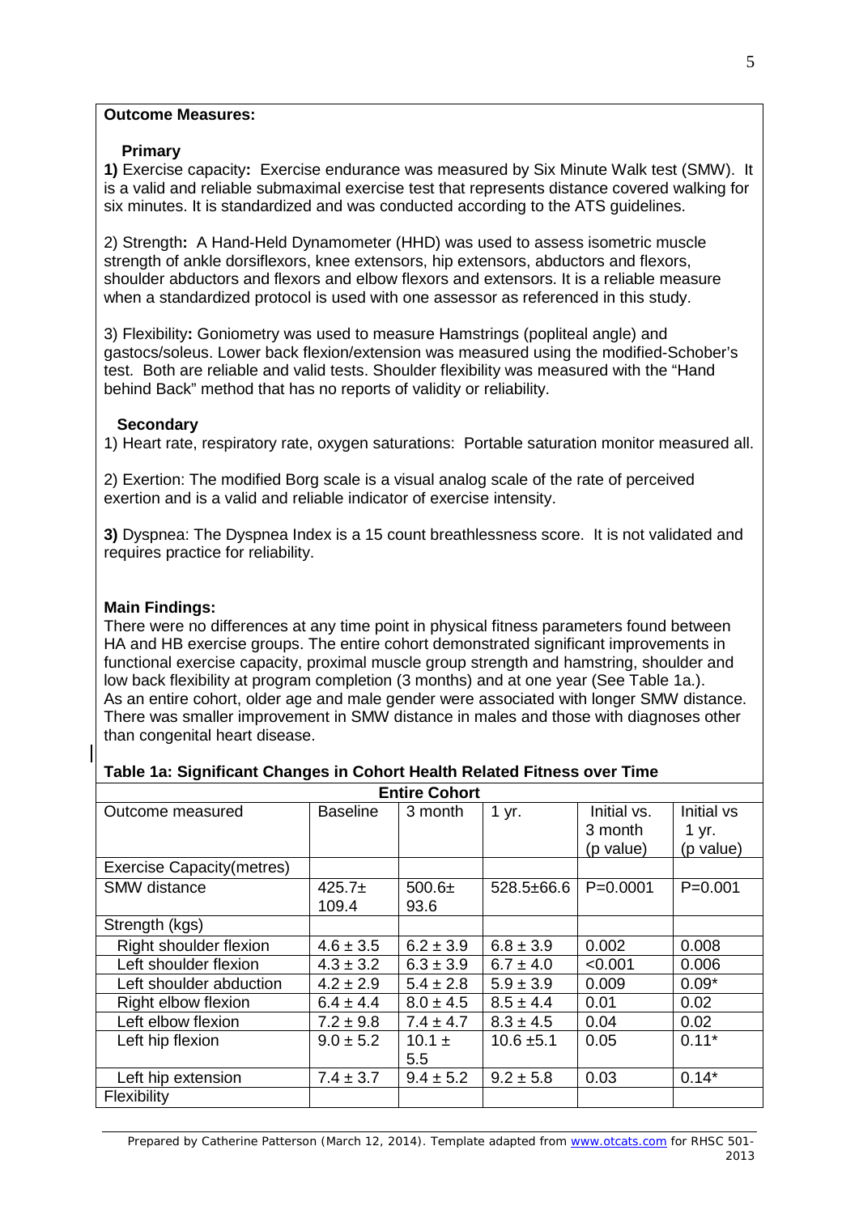**Outcome Measures:**

**Primary**

**1)** Exercise capacity**:** Exercise endurance was measured by Six Minute Walk test (SMW). It is a valid and reliable submaximal exercise test that represents distance covered walking for six minutes. It is standardized and was conducted according to the ATS guidelines.

2) Strength**:** A Hand-Held Dynamometer (HHD) was used to assess isometric muscle strength of ankle dorsiflexors, knee extensors, hip extensors, abductors and flexors, shoulder abductors and flexors and elbow flexors and extensors. It is a reliable measure when a standardized protocol is used with one assessor as referenced in this study.

3) Flexibility**:** Goniometry was used to measure Hamstrings (popliteal angle) and gastocs/soleus. Lower back flexion/extension was measured using the modified-Schober's test. Both are reliable and valid tests. Shoulder flexibility was measured with the "Hand behind Back" method that has no reports of validity or reliability.

**Secondary**

1) Heart rate, respiratory rate, oxygen saturations: Portable saturation monitor measured all.

2) Exertion: The modified Borg scale is a visual analog scale of the rate of perceived exertion and is a valid and reliable indicator of exercise intensity.

**3)** Dyspnea: The Dyspnea Index is a 15 count breathlessness score. It is not validated and requires practice for reliability.

**Main Findings:**

There were no differences at any time point in physical fitness parameters found between HA and HB exercise groups. The entire cohort demonstrated significant improvements in functional exercise capacity, proximal muscle group strength and hamstring, shoulder and low back flexibility at program completion (3 months) and at one year (See Table 1a.). As an entire cohort, older age and male gender were associated with longer SMW distance. There was smaller improvement in SMW distance in males and those with diagnoses other than congenital heart disease.

**Table 1a: Significant Changes in Cohort Health Related Fitness over Time**

| **Entire Cohort** | | | | | |
|---|---|---|---|---|---|
| Outcome measured | Baseline | 3 month | 1 yr. | Initial vs. 3 month (p value) | Initial vs 1 yr. (p value) |
| Exercise Capacity(metres) | | | | | |
| SMW distance | 425.7± 109.4 | 500.6± 93.6 | 528.5±66.6 | P=0.0001 | P=0.001 |
| Strength (kgs) | | | | | |
| Right shoulder flexion | 4.6 ± 3.5 | 6.2 ± 3.9 | 6.8 ± 3.9 | 0.002 | 0.008 |
| Left shoulder flexion | 4.3 ± 3.2 | 6.3 ± 3.9 | 6.7 ± 4.0 | <0.001 | 0.006 |
| Left shoulder abduction | 4.2 ± 2.9 | 5.4 ± 2.8 | 5.9 ± 3.9 | 0.009 | 0.09* |
| Right elbow flexion | 6.4 ± 4.4 | 8.0 ± 4.5 | 8.5 ± 4.4 | 0.01 | 0.02 |
| Left elbow flexion | 7.2 ± 9.8 | 7.4 ± 4.7 | 8.3 ± 4.5 | 0.04 | 0.02 |
| Left hip flexion | 9.0 ± 5.2 | 10.1 ± 5.5 | 10.6 ±5.1 | 0.05 | 0.11* |
| Left hip extension | 7.4 ± 3.7 | 9.4 ± 5.2 | 9.2 ± 5.8 | 0.03 | 0.14* |
| Flexibility | | | | | |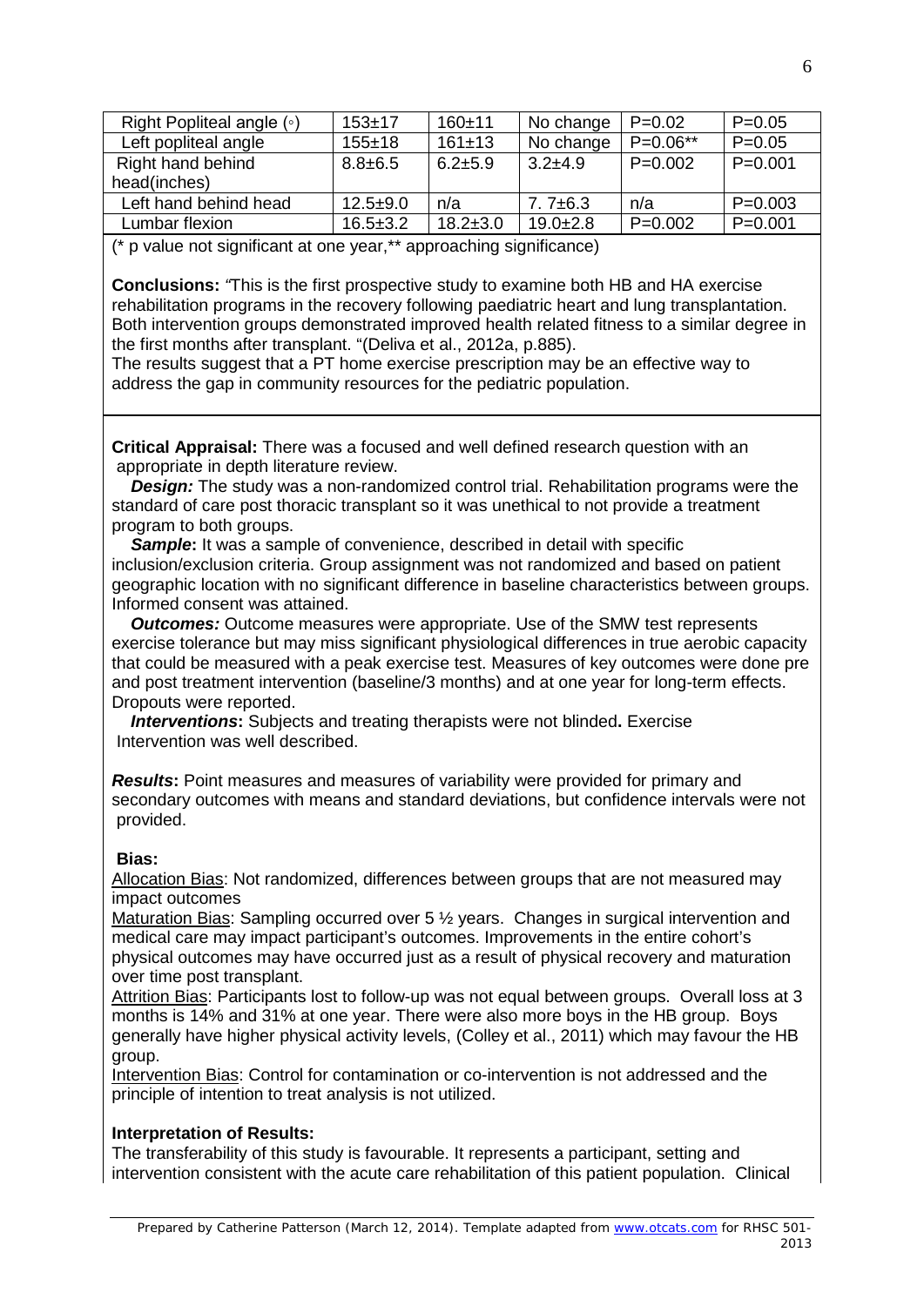| Right Popliteal angle (◦) | 153±17 | 160±11 | No change | P=0.02 | P=0.05 |
|---|---|---|---|---|---|
| Left popliteal angle | 155±18 | 161±13 | No change | P=0.06** | P=0.05 |
| Right hand behind head(inches) | 8.8±6.5 | 6.2±5.9 | 3.2±4.9 | P=0.002 | P=0.001 |
| Left hand behind head | 12.5±9.0 | n/a | 7. 7±6.3 | n/a | P=0.003 |
| Lumbar flexion | 16.5±3.2 | 18.2±3.0 | 19.0±2.8 | P=0.002 | P=0.001 |

(* p value not significant at one year,** approaching significance)

**Conclusions:** "This is the first prospective study to examine both HB and HA exercise rehabilitation programs in the recovery following paediatric heart and lung transplantation. Both intervention groups demonstrated improved health related fitness to a similar degree in the first months after transplant. "(Deliva et al., 2012a, p.885).
The results suggest that a PT home exercise prescription may be an effective way to address the gap in community resources for the pediatric population.

**Critical Appraisal:** There was a focused and well defined research question with an appropriate in depth literature review.

***Design:*** The study was a non-randomized control trial. Rehabilitation programs were the standard of care post thoracic transplant so it was unethical to not provide a treatment program to both groups.

***Sample*:** It was a sample of convenience, described in detail with specific inclusion/exclusion criteria. Group assignment was not randomized and based on patient geographic location with no significant difference in baseline characteristics between groups. Informed consent was attained.

***Outcomes:*** Outcome measures were appropriate. Use of the SMW test represents exercise tolerance but may miss significant physiological differences in true aerobic capacity that could be measured with a peak exercise test. Measures of key outcomes were done pre and post treatment intervention (baseline/3 months) and at one year for long-term effects. Dropouts were reported.

***Interventions*:** Subjects and treating therapists were not blinded**.** Exercise Intervention was well described.

***Results*:** Point measures and measures of variability were provided for primary and secondary outcomes with means and standard deviations, but confidence intervals were not provided.

**Bias:**

<u>Allocation Bias</u>: Not randomized, differences between groups that are not measured may impact outcomes

<u>Maturation Bias</u>: Sampling occurred over 5 ½ years. Changes in surgical intervention and medical care may impact participant's outcomes. Improvements in the entire cohort's physical outcomes may have occurred just as a result of physical recovery and maturation over time post transplant.

<u>Attrition Bias</u>: Participants lost to follow-up was not equal between groups. Overall loss at 3 months is 14% and 31% at one year. There were also more boys in the HB group. Boys generally have higher physical activity levels, (Colley et al., 2011) which may favour the HB group.

<u>Intervention Bias</u>: Control for contamination or co-intervention is not addressed and the principle of intention to treat analysis is not utilized.

**Interpretation of Results:**

The transferability of this study is favourable. It represents a participant, setting and intervention consistent with the acute care rehabilitation of this patient population. Clinical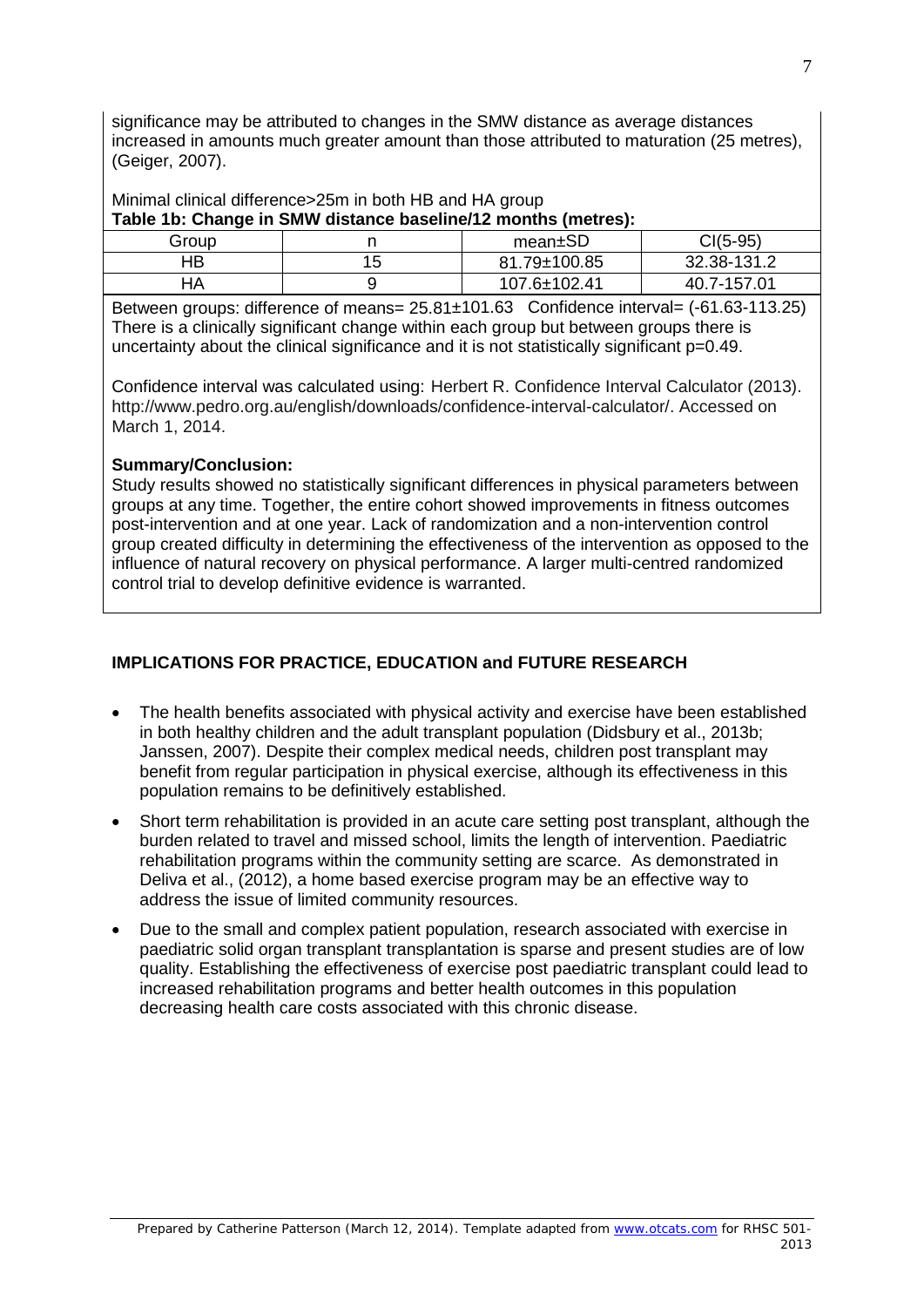significance may be attributed to changes in the SMW distance as average distances increased in amounts much greater amount than those attributed to maturation (25 metres), (Geiger, 2007).

Minimal clinical difference>25m in both HB and HA group

**Table 1b: Change in SMW distance baseline/12 months (metres):**

| Group | n | mean±SD | CI(5-95) |
|---|---|---|---|
| HB | 15 | 81.79±100.85 | 32.38-131.2 |
| HA | 9 | 107.6±102.41 | 40.7-157.01 |

Between groups: difference of means= 25.81±101.63 Confidence interval= (-61.63-113.25) There is a clinically significant change within each group but between groups there is uncertainty about the clinical significance and it is not statistically significant p=0.49.

Confidence interval was calculated using: Herbert R. Confidence Interval Calculator (2013). http://www.pedro.org.au/english/downloads/confidence-interval-calculator/. Accessed on March 1, 2014.

**Summary/Conclusion:**

Study results showed no statistically significant differences in physical parameters between groups at any time. Together, the entire cohort showed improvements in fitness outcomes post-intervention and at one year. Lack of randomization and a non-intervention control group created difficulty in determining the effectiveness of the intervention as opposed to the influence of natural recovery on physical performance. A larger multi-centred randomized control trial to develop definitive evidence is warranted.

## IMPLICATIONS FOR PRACTICE, EDUCATION and FUTURE RESEARCH

- The health benefits associated with physical activity and exercise have been established in both healthy children and the adult transplant population (Didsbury et al., 2013b; Janssen, 2007). Despite their complex medical needs, children post transplant may benefit from regular participation in physical exercise, although its effectiveness in this population remains to be definitively established.
- Short term rehabilitation is provided in an acute care setting post transplant, although the burden related to travel and missed school, limits the length of intervention. Paediatric rehabilitation programs within the community setting are scarce. As demonstrated in Deliva et al., (2012), a home based exercise program may be an effective way to address the issue of limited community resources.
- Due to the small and complex patient population, research associated with exercise in paediatric solid organ transplant transplantation is sparse and present studies are of low quality. Establishing the effectiveness of exercise post paediatric transplant could lead to increased rehabilitation programs and better health outcomes in this population decreasing health care costs associated with this chronic disease.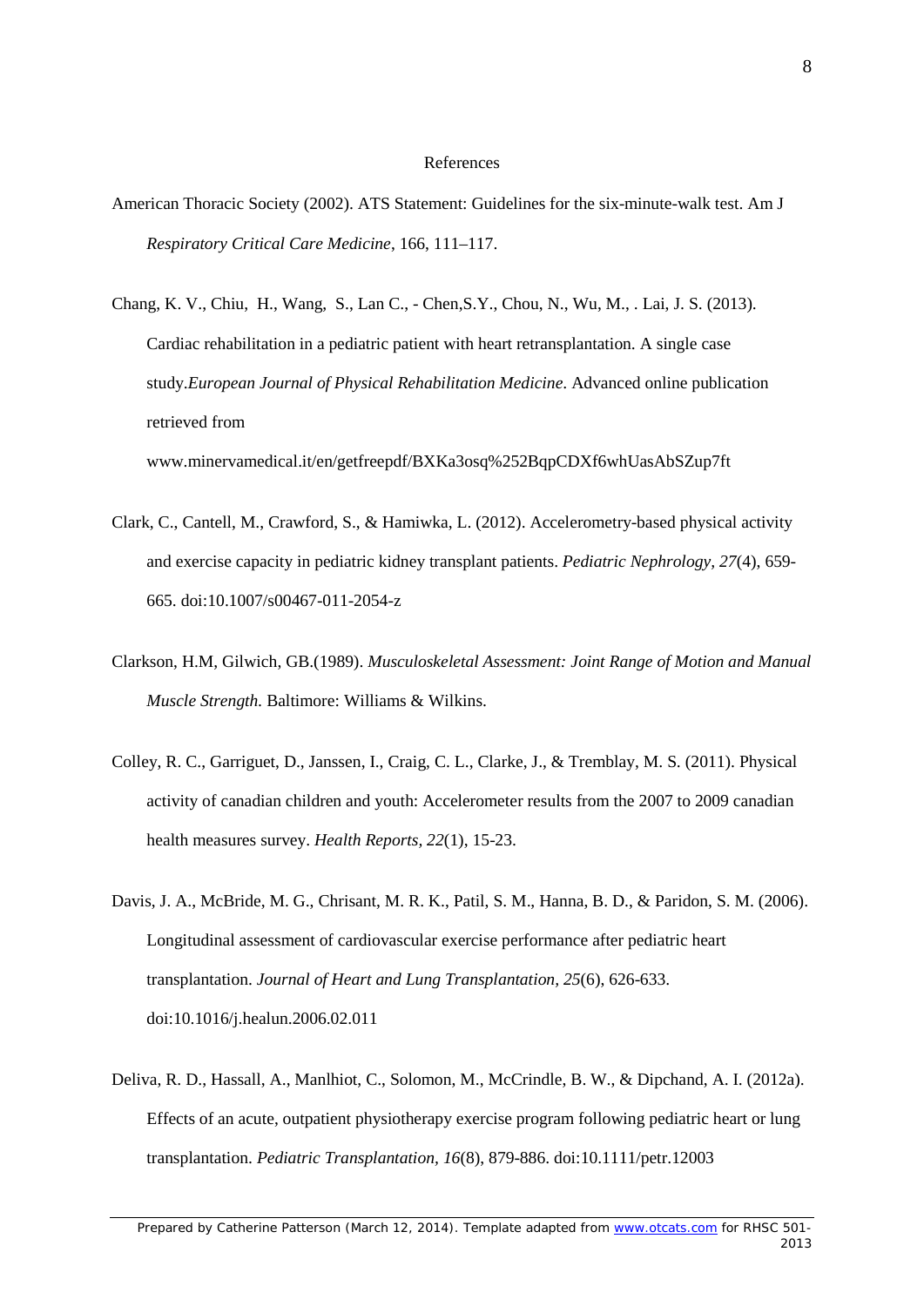# References

American Thoracic Society (2002). ATS Statement: Guidelines for the six-minute-walk test. Am J *Respiratory Critical Care Medicine*, 166, 111–117.

Chang, K. V., Chiu, H., Wang, S., Lan C., - Chen,S.Y., Chou, N., Wu, M., . Lai, J. S. (2013). Cardiac rehabilitation in a pediatric patient with heart retransplantation. A single case study.*European Journal of Physical Rehabilitation Medicine.* Advanced online publication retrieved from www.minervamedical.it/en/getfreepdf/BXKa3osq%252BqpCDXf6whUasAbSZup7ft

Clark, C., Cantell, M., Crawford, S., & Hamiwka, L. (2012). Accelerometry-based physical activity and exercise capacity in pediatric kidney transplant patients. *Pediatric Nephrology, 27*(4), 659-665. doi:10.1007/s00467-011-2054-z

Clarkson, H.M, Gilwich, GB.(1989). *Musculoskeletal Assessment: Joint Range of Motion and Manual Muscle Strength.* Baltimore: Williams & Wilkins.

Colley, R. C., Garriguet, D., Janssen, I., Craig, C. L., Clarke, J., & Tremblay, M. S. (2011). Physical activity of canadian children and youth: Accelerometer results from the 2007 to 2009 canadian health measures survey. *Health Reports, 22*(1), 15-23.

Davis, J. A., McBride, M. G., Chrisant, M. R. K., Patil, S. M., Hanna, B. D., & Paridon, S. M. (2006). Longitudinal assessment of cardiovascular exercise performance after pediatric heart transplantation. *Journal of Heart and Lung Transplantation, 25*(6), 626-633. doi:10.1016/j.healun.2006.02.011

Deliva, R. D., Hassall, A., Manlhiot, C., Solomon, M., McCrindle, B. W., & Dipchand, A. I. (2012a). Effects of an acute, outpatient physiotherapy exercise program following pediatric heart or lung transplantation. *Pediatric Transplantation, 16*(8), 879-886. doi:10.1111/petr.12003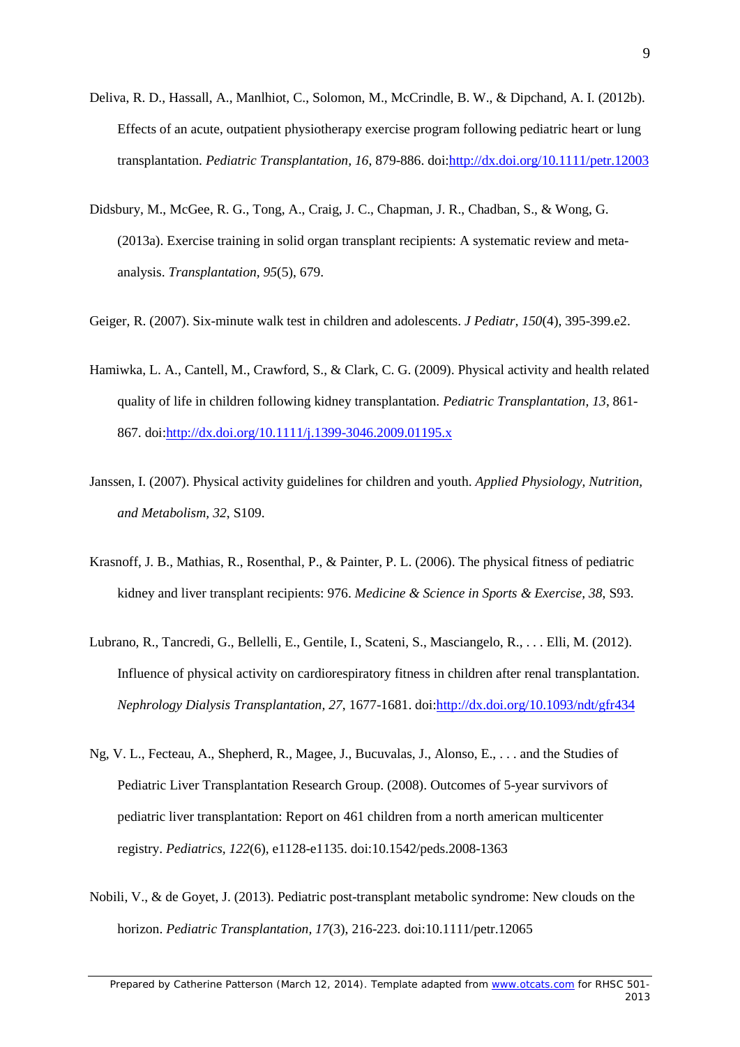Deliva, R. D., Hassall, A., Manlhiot, C., Solomon, M., McCrindle, B. W., & Dipchand, A. I. (2012b). Effects of an acute, outpatient physiotherapy exercise program following pediatric heart or lung transplantation. *Pediatric Transplantation, 16*, 879-886. doi:http://dx.doi.org/10.1111/petr.12003

Didsbury, M., McGee, R. G., Tong, A., Craig, J. C., Chapman, J. R., Chadban, S., & Wong, G. (2013a). Exercise training in solid organ transplant recipients: A systematic review and meta-analysis. *Transplantation, 95*(5), 679.

Geiger, R. (2007). Six-minute walk test in children and adolescents. *J Pediatr, 150*(4), 395-399.e2.

Hamiwka, L. A., Cantell, M., Crawford, S., & Clark, C. G. (2009). Physical activity and health related quality of life in children following kidney transplantation. *Pediatric Transplantation, 13*, 861-867. doi:http://dx.doi.org/10.1111/j.1399-3046.2009.01195.x

Janssen, I. (2007). Physical activity guidelines for children and youth. *Applied Physiology, Nutrition, and Metabolism, 32*, S109.

Krasnoff, J. B., Mathias, R., Rosenthal, P., & Painter, P. L. (2006). The physical fitness of pediatric kidney and liver transplant recipients: 976. *Medicine & Science in Sports & Exercise, 38*, S93.

Lubrano, R., Tancredi, G., Bellelli, E., Gentile, I., Scateni, S., Masciangelo, R., . . . Elli, M. (2012). Influence of physical activity on cardiorespiratory fitness in children after renal transplantation. *Nephrology Dialysis Transplantation, 27*, 1677-1681. doi:http://dx.doi.org/10.1093/ndt/gfr434

Ng, V. L., Fecteau, A., Shepherd, R., Magee, J., Bucuvalas, J., Alonso, E., . . . and the Studies of Pediatric Liver Transplantation Research Group. (2008). Outcomes of 5-year survivors of pediatric liver transplantation: Report on 461 children from a north american multicenter registry. *Pediatrics, 122*(6), e1128-e1135. doi:10.1542/peds.2008-1363

Nobili, V., & de Goyet, J. (2013). Pediatric post-transplant metabolic syndrome: New clouds on the horizon. *Pediatric Transplantation, 17*(3), 216-223. doi:10.1111/petr.12065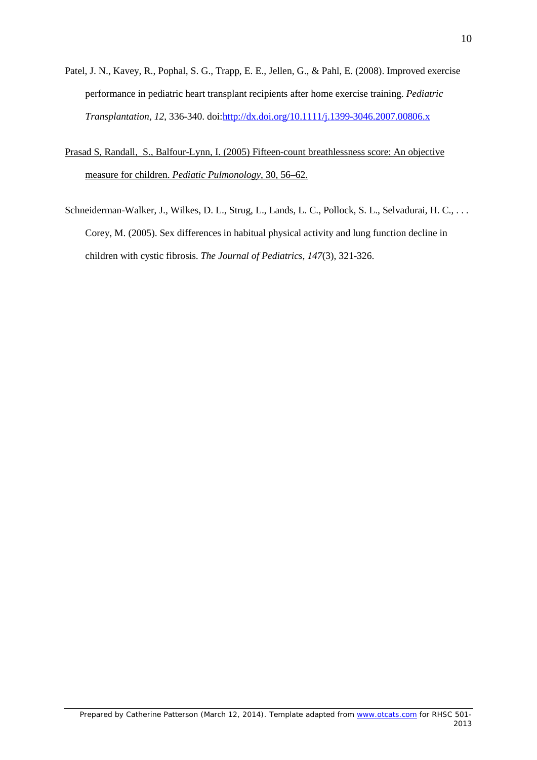Patel, J. N., Kavey, R., Pophal, S. G., Trapp, E. E., Jellen, G., & Pahl, E. (2008). Improved exercise performance in pediatric heart transplant recipients after home exercise training. *Pediatric Transplantation*, *12*, 336-340. doi:http://dx.doi.org/10.1111/j.1399-3046.2007.00806.x

Prasad S, Randall, S., Balfour-Lynn, I. (2005) Fifteen-count breathlessness score: An objective measure for children. *Pediatic Pulmonology*, 30, 56–62.

Schneiderman-Walker, J., Wilkes, D. L., Strug, L., Lands, L. C., Pollock, S. L., Selvadurai, H. C., . . . Corey, M. (2005). Sex differences in habitual physical activity and lung function decline in children with cystic fibrosis. *The Journal of Pediatrics*, *147*(3), 321-326.